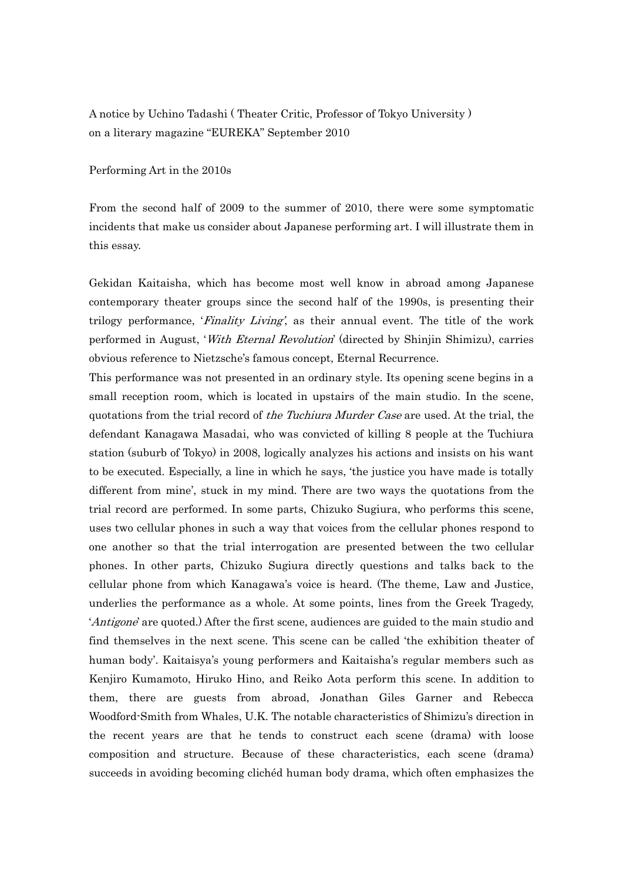A notice by Uchino Tadashi ( Theater Critic, Professor of Tokyo University )
on a literary magazine "EUREKA" September 2010

## Performing Art in the 2010s

From the second half of 2009 to the summer of 2010, there were some symptomatic incidents that make us consider about Japanese performing art. I will illustrate them in this essay.

Gekidan Kaitaisha, which has become most well know in abroad among Japanese contemporary theater groups since the second half of the 1990s, is presenting their trilogy performance, '*Finality Living*', as their annual event. The title of the work performed in August, '*With Eternal Revolution*' (directed by Shinjin Shimizu), carries obvious reference to Nietzsche's famous concept, Eternal Recurrence.

This performance was not presented in an ordinary style. Its opening scene begins in a small reception room, which is located in upstairs of the main studio. In the scene, quotations from the trial record of *the Tuchiura Murder Case* are used. At the trial, the defendant Kanagawa Masadai, who was convicted of killing 8 people at the Tuchiura station (suburb of Tokyo) in 2008, logically analyzes his actions and insists on his want to be executed. Especially, a line in which he says, 'the justice you have made is totally different from mine', stuck in my mind. There are two ways the quotations from the trial record are performed. In some parts, Chizuko Sugiura, who performs this scene, uses two cellular phones in such a way that voices from the cellular phones respond to one another so that the trial interrogation are presented between the two cellular phones. In other parts, Chizuko Sugiura directly questions and talks back to the cellular phone from which Kanagawa's voice is heard. (The theme, Law and Justice, underlies the performance as a whole. At some points, lines from the Greek Tragedy, '*Antigone*' are quoted.) After the first scene, audiences are guided to the main studio and find themselves in the next scene. This scene can be called 'the exhibition theater of human body'. Kaitaisya's young performers and Kaitaisha's regular members such as Kenjiro Kumamoto, Hiruko Hino, and Reiko Aota perform this scene. In addition to them, there are guests from abroad, Jonathan Giles Garner and Rebecca Woodford-Smith from Whales, U.K. The notable characteristics of Shimizu's direction in the recent years are that he tends to construct each scene (drama) with loose composition and structure. Because of these characteristics, each scene (drama) succeeds in avoiding becoming clichéd human body drama, which often emphasizes the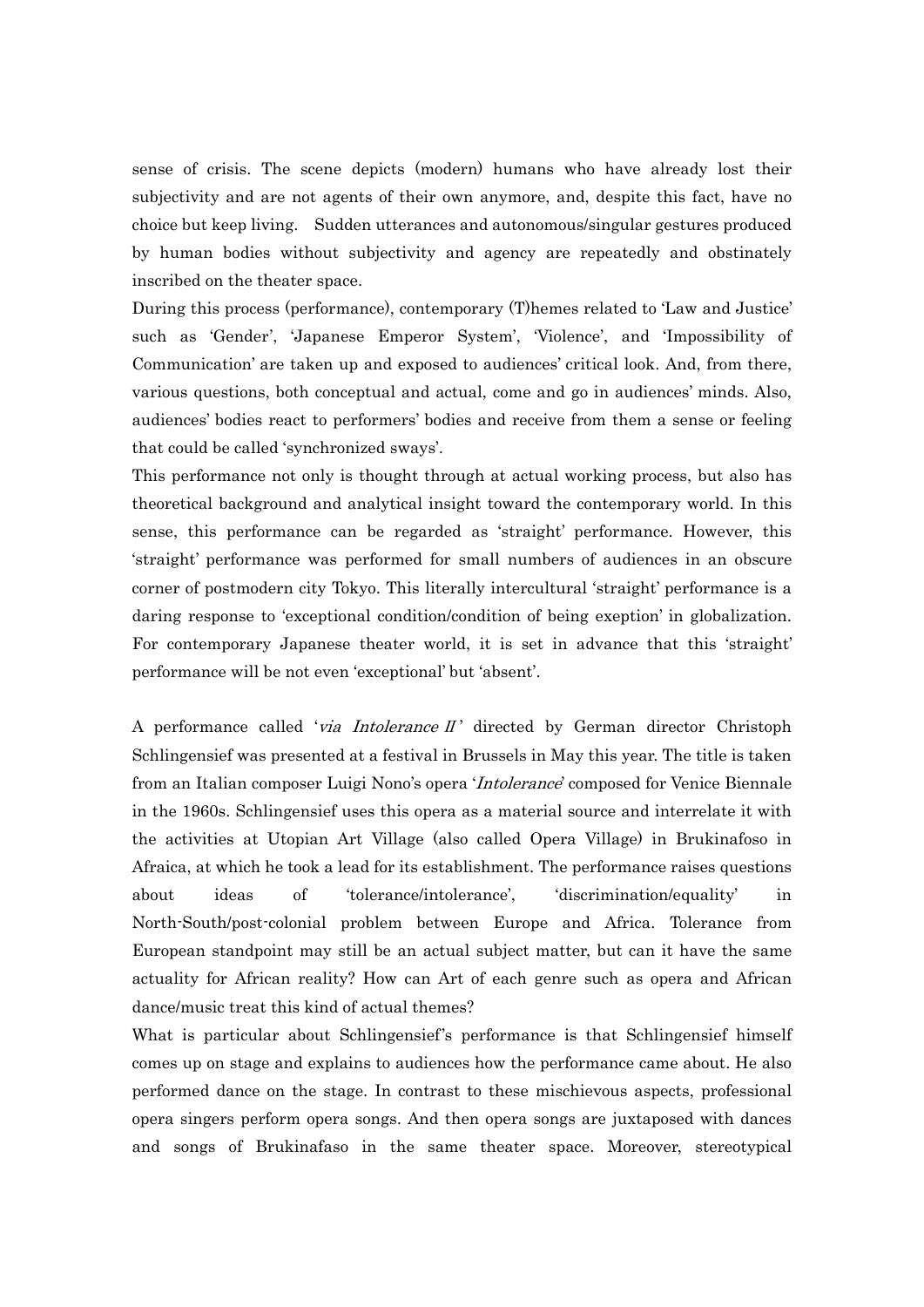sense of crisis. The scene depicts (modern) humans who have already lost their subjectivity and are not agents of their own anymore, and, despite this fact, have no choice but keep living. Sudden utterances and autonomous/singular gestures produced by human bodies without subjectivity and agency are repeatedly and obstinately inscribed on the theater space.

During this process (performance), contemporary (T)hemes related to 'Law and Justice' such as 'Gender', 'Japanese Emperor System', 'Violence', and 'Impossibility of Communication' are taken up and exposed to audiences' critical look. And, from there, various questions, both conceptual and actual, come and go in audiences' minds. Also, audiences' bodies react to performers' bodies and receive from them a sense or feeling that could be called 'synchronized sways'.

This performance not only is thought through at actual working process, but also has theoretical background and analytical insight toward the contemporary world. In this sense, this performance can be regarded as 'straight' performance. However, this 'straight' performance was performed for small numbers of audiences in an obscure corner of postmodern city Tokyo. This literally intercultural 'straight' performance is a daring response to 'exceptional condition/condition of being exeption' in globalization. For contemporary Japanese theater world, it is set in advance that this 'straight' performance will be not even 'exceptional' but 'absent'.

A performance called '*via Intolerance II*' directed by German director Christoph Schlingensief was presented at a festival in Brussels in May this year. The title is taken from an Italian composer Luigi Nono's opera '*Intolerance*' composed for Venice Biennale in the 1960s. Schlingensief uses this opera as a material source and interrelate it with the activities at Utopian Art Village (also called Opera Village) in Brukinafoso in Afraica, at which he took a lead for its establishment. The performance raises questions about ideas of 'tolerance/intolerance', 'discrimination/equality' in North-South/post-colonial problem between Europe and Africa. Tolerance from European standpoint may still be an actual subject matter, but can it have the same actuality for African reality? How can Art of each genre such as opera and African dance/music treat this kind of actual themes?

What is particular about Schlingensief's performance is that Schlingensief himself comes up on stage and explains to audiences how the performance came about. He also performed dance on the stage. In contrast to these mischievous aspects, professional opera singers perform opera songs. And then opera songs are juxtaposed with dances and songs of Brukinafaso in the same theater space. Moreover, stereotypical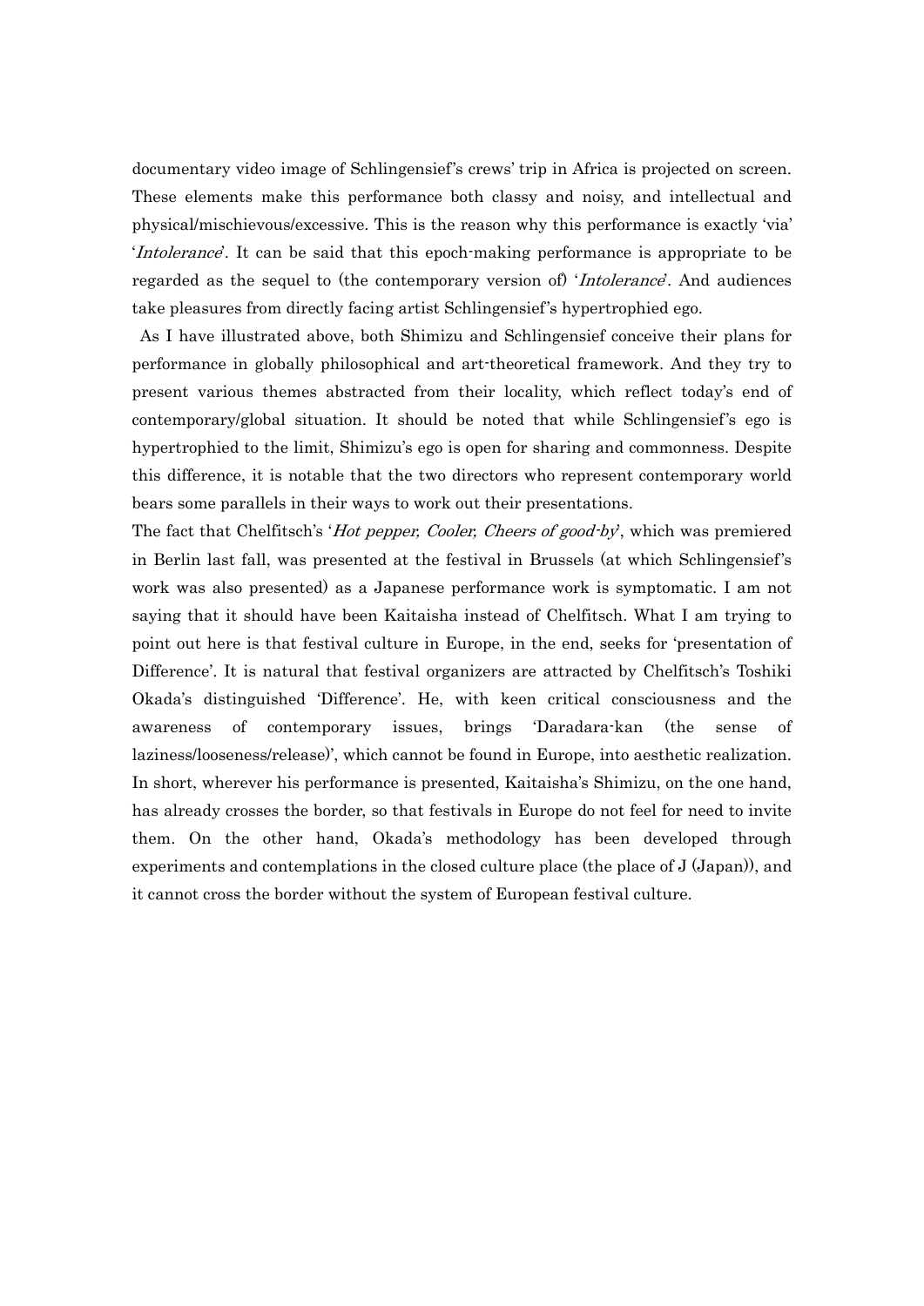documentary video image of Schlingensief's crews' trip in Africa is projected on screen. These elements make this performance both classy and noisy, and intellectual and physical/mischievous/excessive. This is the reason why this performance is exactly 'via' '*Intolerance*'. It can be said that this epoch-making performance is appropriate to be regarded as the sequel to (the contemporary version of) '*Intolerance*'. And audiences take pleasures from directly facing artist Schlingensief's hypertrophied ego.

As I have illustrated above, both Shimizu and Schlingensief conceive their plans for performance in globally philosophical and art-theoretical framework. And they try to present various themes abstracted from their locality, which reflect today's end of contemporary/global situation. It should be noted that while Schlingensief's ego is hypertrophied to the limit, Shimizu's ego is open for sharing and commonness. Despite this difference, it is notable that the two directors who represent contemporary world bears some parallels in their ways to work out their presentations.

The fact that Chelfitsch's '*Hot pepper, Cooler, Cheers of good-by*', which was premiered in Berlin last fall, was presented at the festival in Brussels (at which Schlingensief's work was also presented) as a Japanese performance work is symptomatic. I am not saying that it should have been Kaitaisha instead of Chelfitsch. What I am trying to point out here is that festival culture in Europe, in the end, seeks for 'presentation of Difference'. It is natural that festival organizers are attracted by Chelfitsch's Toshiki Okada's distinguished 'Difference'. He, with keen critical consciousness and the awareness of contemporary issues, brings 'Daradara-kan (the sense of laziness/looseness/release)', which cannot be found in Europe, into aesthetic realization. In short, wherever his performance is presented, Kaitaisha's Shimizu, on the one hand, has already crosses the border, so that festivals in Europe do not feel for need to invite them. On the other hand, Okada's methodology has been developed through experiments and contemplations in the closed culture place (the place of J (Japan)), and it cannot cross the border without the system of European festival culture.